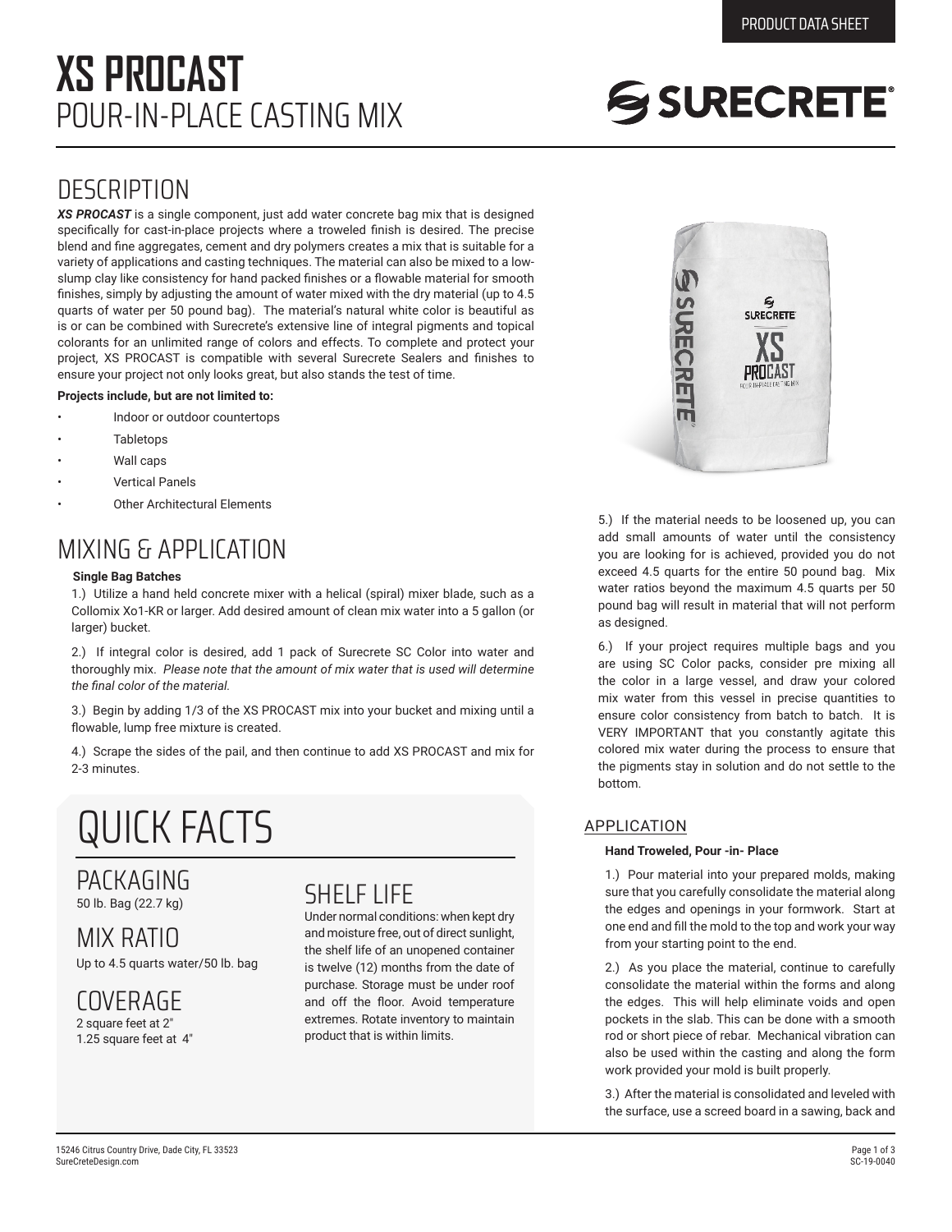PRODUCT DATA SHEET

# XS PROCAST
## POUR-IN-PLACE CASTING MIX

## DESCRIPTION

***XS PROCAST*** is a single component, just add water concrete bag mix that is designed specifically for cast-in-place projects where a troweled finish is desired. The precise blend and fine aggregates, cement and dry polymers creates a mix that is suitable for a variety of applications and casting techniques. The material can also be mixed to a low-slump clay like consistency for hand packed finishes or a flowable material for smooth finishes, simply by adjusting the amount of water mixed with the dry material (up to 4.5 quarts of water per 50 pound bag). The material's natural white color is beautiful as is or can be combined with Surecrete's extensive line of integral pigments and topical colorants for an unlimited range of colors and effects. To complete and protect your project, XS PROCAST is compatible with several Surecrete Sealers and finishes to ensure your project not only looks great, but also stands the test of time.

**Projects include, but are not limited to:**

- Indoor or outdoor countertops
- Tabletops
- Wall caps
- Vertical Panels
- Other Architectural Elements

## MIXING & APPLICATION

**Single Bag Batches**

1.) Utilize a hand held concrete mixer with a helical (spiral) mixer blade, such as a Collomix Xo1-KR or larger. Add desired amount of clean mix water into a 5 gallon (or larger) bucket.

2.) If integral color is desired, add 1 pack of Surecrete SC Color into water and thoroughly mix. *Please note that the amount of mix water that is used will determine the final color of the material.*

3.) Begin by adding 1/3 of the XS PROCAST mix into your bucket and mixing until a flowable, lump free mixture is created.

4.) Scrape the sides of the pail, and then continue to add XS PROCAST and mix for 2-3 minutes.

5.) If the material needs to be loosened up, you can add small amounts of water until the consistency you are looking for is achieved, provided you do not exceed 4.5 quarts for the entire 50 pound bag. Mix water ratios beyond the maximum 4.5 quarts per 50 pound bag will result in material that will not perform as designed.

6.) If your project requires multiple bags and you are using SC Color packs, consider pre mixing all the color in a large vessel, and draw your colored mix water from this vessel in precise quantities to ensure color consistency from batch to batch. It is VERY IMPORTANT that you constantly agitate this colored mix water during the process to ensure that the pigments stay in solution and do not settle to the bottom.

## QUICK FACTS

### PACKAGING
50 lb. Bag (22.7 kg)

### MIX RATIO
Up to 4.5 quarts water/50 lb. bag

### COVERAGE
2 square feet at 2"
1.25 square feet at 4"

### SHELF LIFE
Under normal conditions: when kept dry and moisture free, out of direct sunlight, the shelf life of an unopened container is twelve (12) months from the date of purchase. Storage must be under roof and off the floor. Avoid temperature extremes. Rotate inventory to maintain product that is within limits.

### APPLICATION

**Hand Troweled, Pour -in- Place**

1.) Pour material into your prepared molds, making sure that you carefully consolidate the material along the edges and openings in your formwork. Start at one end and fill the mold to the top and work your way from your starting point to the end.

2.) As you place the material, continue to carefully consolidate the material within the forms and along the edges. This will help eliminate voids and open pockets in the slab. This can be done with a smooth rod or short piece of rebar. Mechanical vibration can also be used within the casting and along the form work provided your mold is built properly.

3.) After the material is consolidated and leveled with the surface, use a screed board in a sawing, back and

15246 Citrus Country Drive, Dade City, FL 33523
SureCreteDesign.com

SC-19-0040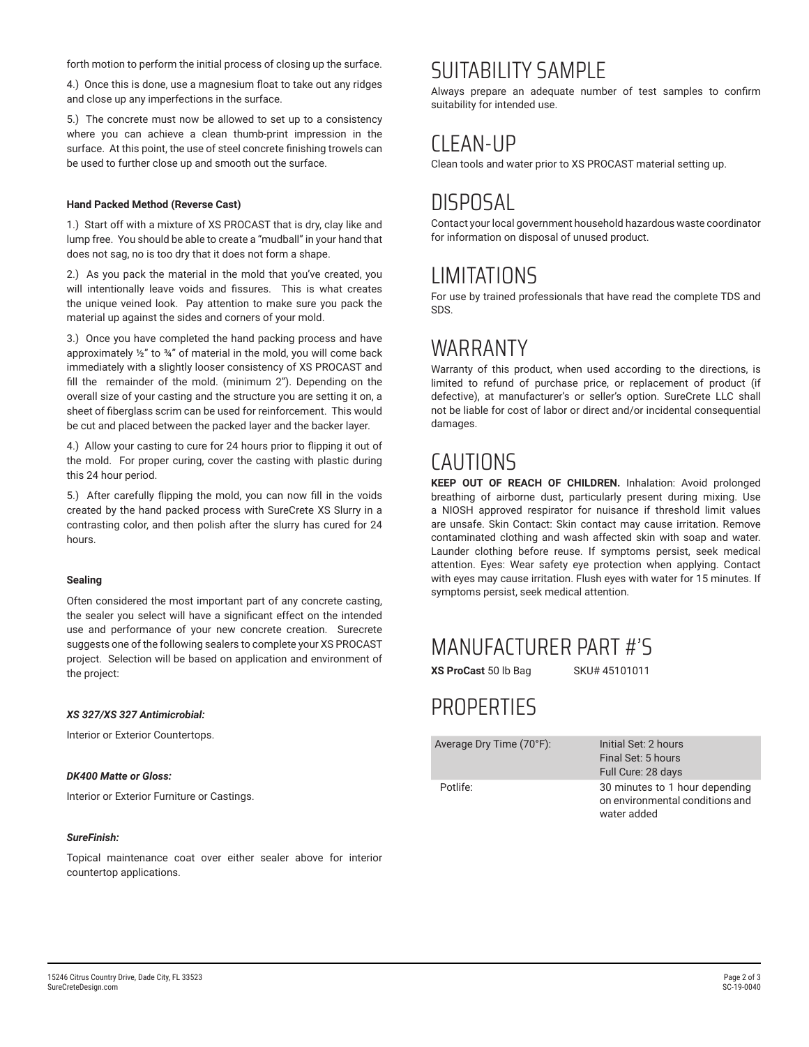forth motion to perform the initial process of closing up the surface.

4.) Once this is done, use a magnesium float to take out any ridges and close up any imperfections in the surface.

5.) The concrete must now be allowed to set up to a consistency where you can achieve a clean thumb-print impression in the surface. At this point, the use of steel concrete finishing trowels can be used to further close up and smooth out the surface.

**Hand Packed Method (Reverse Cast)**

1.) Start off with a mixture of XS PROCAST that is dry, clay like and lump free. You should be able to create a "mudball" in your hand that does not sag, no is too dry that it does not form a shape.

2.) As you pack the material in the mold that you've created, you will intentionally leave voids and fissures. This is what creates the unique veined look. Pay attention to make sure you pack the material up against the sides and corners of your mold.

3.) Once you have completed the hand packing process and have approximately ½" to ¾" of material in the mold, you will come back immediately with a slightly looser consistency of XS PROCAST and fill the remainder of the mold. (minimum 2"). Depending on the overall size of your casting and the structure you are setting it on, a sheet of fiberglass scrim can be used for reinforcement. This would be cut and placed between the packed layer and the backer layer.

4.) Allow your casting to cure for 24 hours prior to flipping it out of the mold. For proper curing, cover the casting with plastic during this 24 hour period.

5.) After carefully flipping the mold, you can now fill in the voids created by the hand packed process with SureCrete XS Slurry in a contrasting color, and then polish after the slurry has cured for 24 hours.

**Sealing**

Often considered the most important part of any concrete casting, the sealer you select will have a significant effect on the intended use and performance of your new concrete creation. Surecrete suggests one of the following sealers to complete your XS PROCAST project. Selection will be based on application and environment of the project:

***XS 327/XS 327 Antimicrobial:***

Interior or Exterior Countertops.

***DK400 Matte or Gloss:***

Interior or Exterior Furniture or Castings.

***SureFinish:***

Topical maintenance coat over either sealer above for interior countertop applications.

# SUITABILITY SAMPLE

Always prepare an adequate number of test samples to confirm suitability for intended use.

# CLEAN-UP

Clean tools and water prior to XS PROCAST material setting up.

# DISPOSAL

Contact your local government household hazardous waste coordinator for information on disposal of unused product.

# LIMITATIONS

For use by trained professionals that have read the complete TDS and SDS.

# WARRANTY

Warranty of this product, when used according to the directions, is limited to refund of purchase price, or replacement of product (if defective), at manufacturer's or seller's option. SureCrete LLC shall not be liable for cost of labor or direct and/or incidental consequential damages.

# CAUTIONS

**KEEP OUT OF REACH OF CHILDREN.** Inhalation: Avoid prolonged breathing of airborne dust, particularly present during mixing. Use a NIOSH approved respirator for nuisance if threshold limit values are unsafe. Skin Contact: Skin contact may cause irritation. Remove contaminated clothing and wash affected skin with soap and water. Launder clothing before reuse. If symptoms persist, seek medical attention. Eyes: Wear safety eye protection when applying. Contact with eyes may cause irritation. Flush eyes with water for 15 minutes. If symptoms persist, seek medical attention.

# MANUFACTURER PART #'S

**XS ProCast** 50 lb Bag SKU# 45101011

# PROPERTIES

| | |
|---|---|
| Average Dry Time (70°F): | Initial Set: 2 hours<br>Final Set: 5 hours<br>Full Cure: 28 days |
| Potlife: | 30 minutes to 1 hour depending on environmental conditions and water added |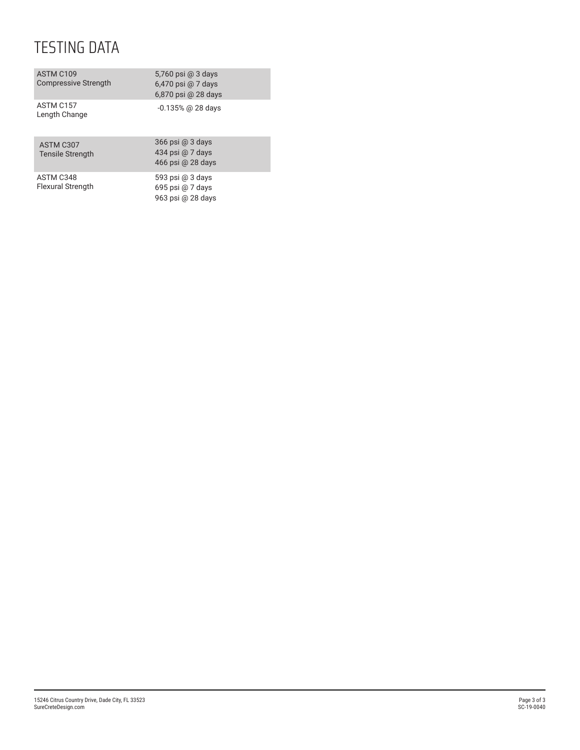# TESTING DATA

| | |
|---|---|
| ASTM C109<br>Compressive Strength | 5,760 psi @ 3 days<br>6,470 psi @ 7 days<br>6,870 psi @ 28 days |
| ASTM C157<br>Length Change | -0.135% @ 28 days |
| ASTM C307<br>Tensile Strength | 366 psi @ 3 days<br>434 psi @ 7 days<br>466 psi @ 28 days |
| ASTM C348<br>Flexural Strength | 593 psi @ 3 days<br>695 psi @ 7 days<br>963 psi @ 28 days |

15246 Citrus Country Drive, Dade City, FL 33523
SureCreteDesign.com

SC-19-0040